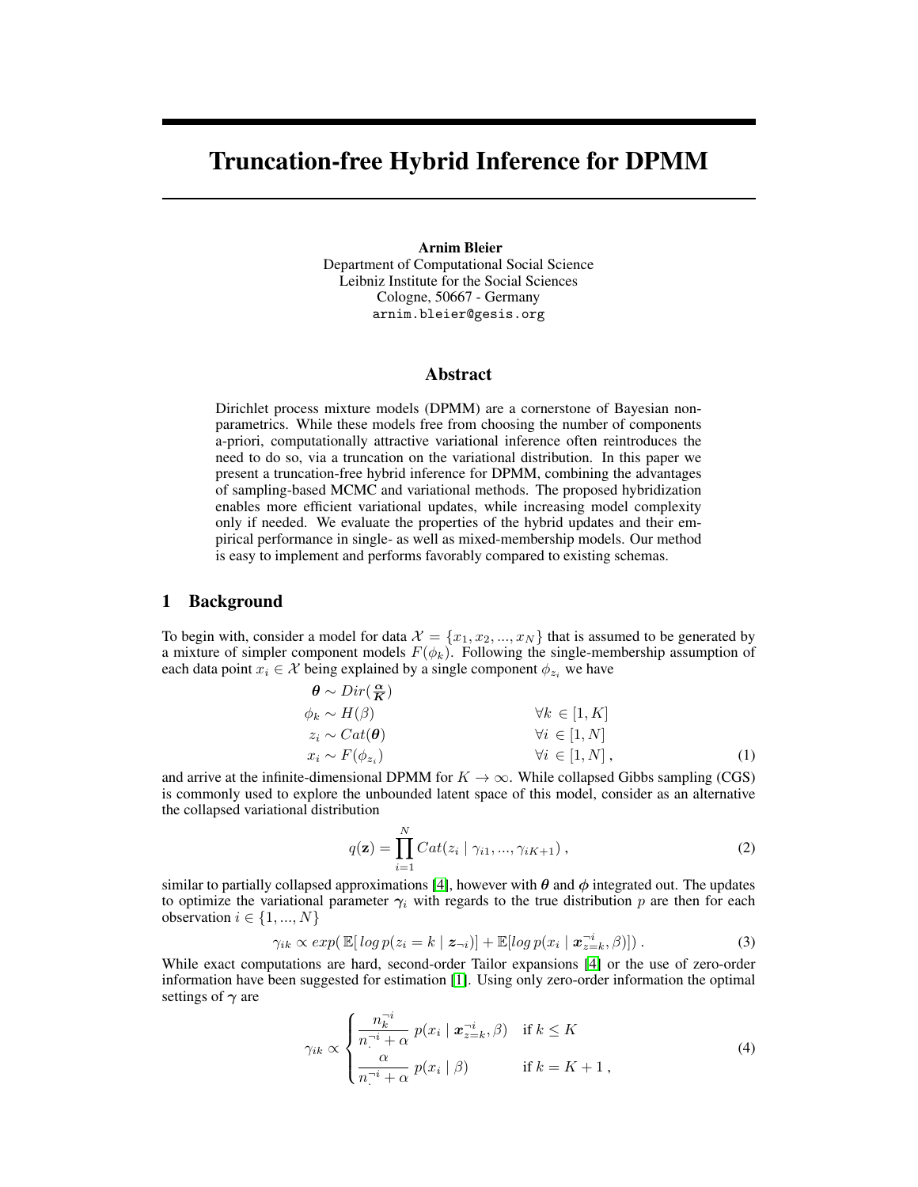# Truncation-free Hybrid Inference for DPMM

**Arnim Bleier**
Department of Computational Social Science
Leibniz Institute for the Social Sciences
Cologne, 50667 - Germany
arnim.bleier@gesis.org

## Abstract

Dirichlet process mixture models (DPMM) are a cornerstone of Bayesian non-parametrics. While these models free from choosing the number of components a-priori, computationally attractive variational inference often reintroduces the need to do so, via a truncation on the variational distribution. In this paper we present a truncation-free hybrid inference for DPMM, combining the advantages of sampling-based MCMC and variational methods. The proposed hybridization enables more efficient variational updates, while increasing model complexity only if needed. We evaluate the properties of the hybrid updates and their empirical performance in single- as well as mixed-membership models. Our method is easy to implement and performs favorably compared to existing schemas.

## 1 Background

To begin with, consider a model for data $\mathcal{X} = \{x_1, x_2, ..., x_N\}$ that is assumed to be generated by a mixture of simpler component models $F(\phi_k)$. Following the single-membership assumption of each data point $x_i \in \mathcal{X}$ being explained by a single component $\phi_{z_i}$ we have

$$
\begin{aligned}
\boldsymbol{\theta} &\sim Dir(\tfrac{\boldsymbol{\alpha}}{\boldsymbol{K}}) & \\
\phi_k &\sim H(\beta) & \forall k \in [1, K] \\
z_i &\sim Cat(\boldsymbol{\theta}) & \forall i \in [1, N] \\
x_i &\sim F(\phi_{z_i}) & \forall i \in [1, N]\,,
\end{aligned}
\tag{1}
$$

and arrive at the infinite-dimensional DPMM for $K \to \infty$. While collapsed Gibbs sampling (CGS) is commonly used to explore the unbounded latent space of this model, consider as an alternative the collapsed variational distribution

$$
q(\mathbf{z}) = \prod_{i=1}^{N} Cat(z_i \mid \gamma_{i1}, ..., \gamma_{iK+1})\,,
\tag{2}
$$

similar to partially collapsed approximations [4], however with $\boldsymbol{\theta}$ and $\boldsymbol{\phi}$ integrated out. The updates to optimize the variational parameter $\boldsymbol{\gamma}_i$ with regards to the true distribution $p$ are then for each observation $i \in \{1, ..., N\}$

$$
\gamma_{ik} \propto exp(\,\mathbb{E}[\,log\, p(z_i = k \mid \boldsymbol{z}_{\neg i})] + \mathbb{E}[log\, p(x_i \mid \boldsymbol{x}_{z=k}^{\neg i}, \beta)])\,.
\tag{3}
$$

While exact computations are hard, second-order Tailor expansions [4] or the use of zero-order information have been suggested for estimation [1]. Using only zero-order information the optimal settings of $\boldsymbol{\gamma}$ are

$$
\gamma_{ik} \propto
\begin{cases}
\dfrac{n_k^{\neg i}}{n_\cdot^{\neg i} + \alpha}\; p(x_i \mid \boldsymbol{x}_{z=k}^{\neg i}, \beta) & \text{if } k \leq K \\[2ex]
\dfrac{\alpha}{n_\cdot^{\neg i} + \alpha}\; p(x_i \mid \beta) & \text{if } k = K+1\,,
\end{cases}
\tag{4}
$$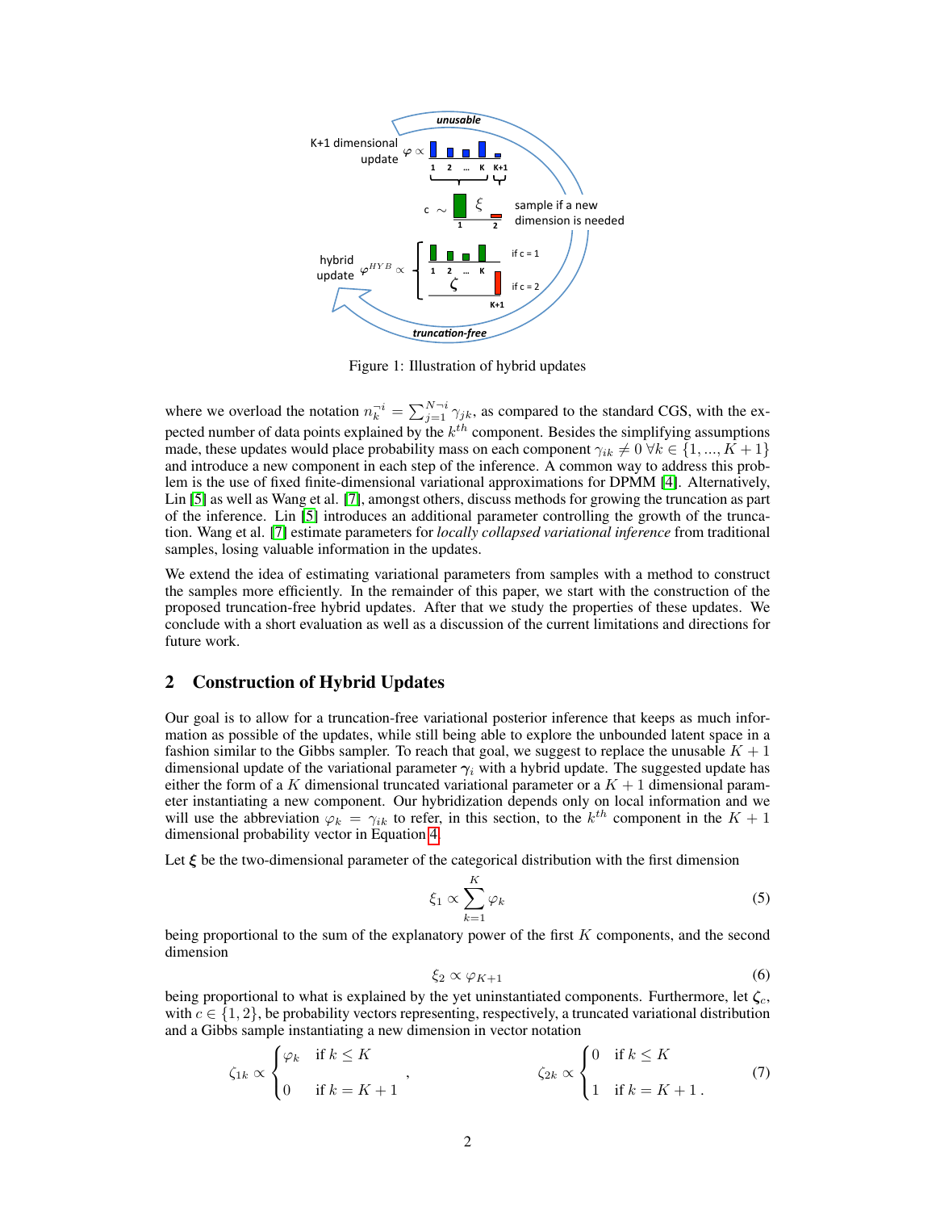Figure 1: Illustration of hybrid updates

where we overload the notation $n_k^{\neg i} = \sum_{j=1}^{N \neg i} \gamma_{jk}$, as compared to the standard CGS, with the expected number of data points explained by the $k^{th}$ component. Besides the simplifying assumptions made, these updates would place probability mass on each component $\gamma_{ik} \neq 0 \; \forall k \in \{1, ..., K+1\}$ and introduce a new component in each step of the inference. A common way to address this problem is the use of fixed finite-dimensional variational approximations for DPMM [4]. Alternatively, Lin [5] as well as Wang et al. [7], amongst others, discuss methods for growing the truncation as part of the inference. Lin [5] introduces an additional parameter controlling the growth of the truncation. Wang et al. [7] estimate parameters for *locally collapsed variational inference* from traditional samples, losing valuable information in the updates.

We extend the idea of estimating variational parameters from samples with a method to construct the samples more efficiently. In the remainder of this paper, we start with the construction of the proposed truncation-free hybrid updates. After that we study the properties of these updates. We conclude with a short evaluation as well as a discussion of the current limitations and directions for future work.

## 2 Construction of Hybrid Updates

Our goal is to allow for a truncation-free variational posterior inference that keeps as much information as possible of the updates, while still being able to explore the unbounded latent space in a fashion similar to the Gibbs sampler. To reach that goal, we suggest to replace the unusable $K+1$ dimensional update of the variational parameter $\boldsymbol{\gamma}_i$ with a hybrid update. The suggested update has either the form of a $K$ dimensional truncated variational parameter or a $K+1$ dimensional parameter instantiating a new component. Our hybridization depends only on local information and we will use the abbreviation $\varphi_k = \gamma_{ik}$ to refer, in this section, to the $k^{th}$ component in the $K+1$ dimensional probability vector in Equation 4.

Let $\boldsymbol{\xi}$ be the two-dimensional parameter of the categorical distribution with the first dimension

$$\xi_1 \propto \sum_{k=1}^{K} \varphi_k \tag{5}$$

being proportional to the sum of the explanatory power of the first $K$ components, and the second dimension

$$\xi_2 \propto \varphi_{K+1} \tag{6}$$

being proportional to what is explained by the yet uninstantiated components. Furthermore, let $\boldsymbol{\zeta}_c$, with $c \in \{1, 2\}$, be probability vectors representing, respectively, a truncated variational distribution and a Gibbs sample instantiating a new dimension in vector notation

$$\zeta_{1k} \propto \begin{cases} \varphi_k & \text{if } k \leq K \\ 0 & \text{if } k = K+1 \end{cases}, \qquad \zeta_{2k} \propto \begin{cases} 0 & \text{if } k \leq K \\ 1 & \text{if } k = K+1 \, . \end{cases} \tag{7}$$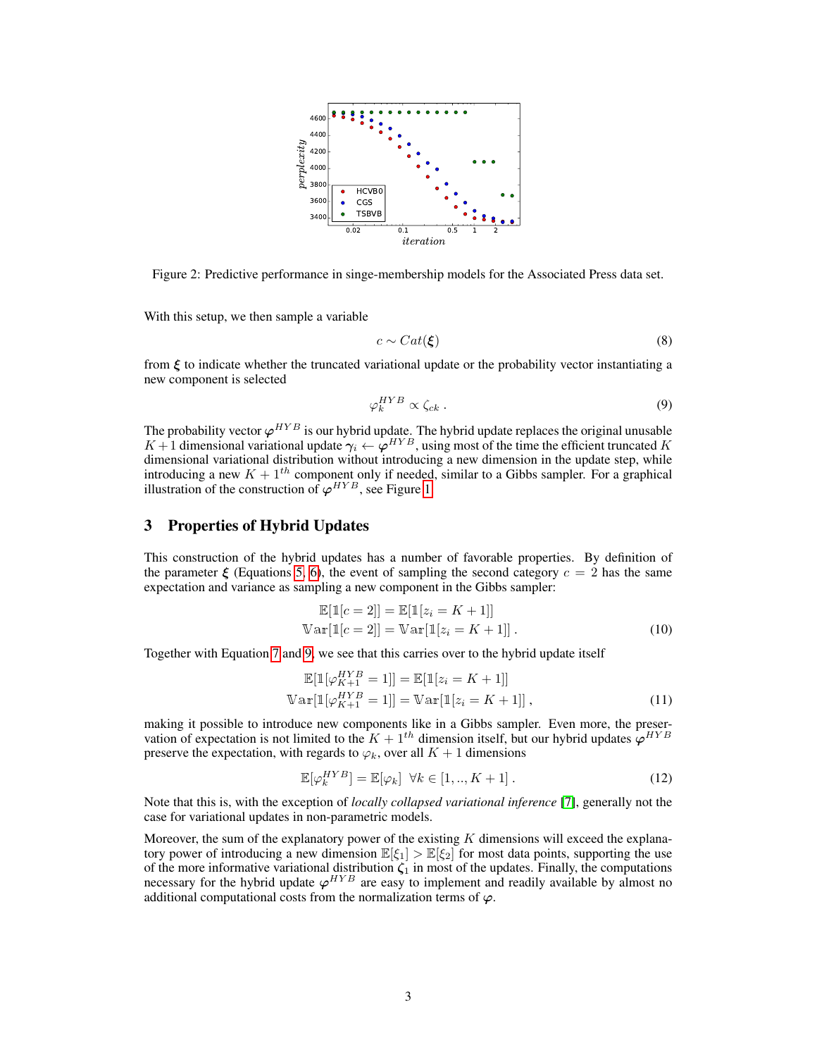Figure 2: Predictive performance in singe-membership models for the Associated Press data set.

With this setup, we then sample a variable

$$c \sim Cat(\boldsymbol{\xi}) \tag{8}$$

from $\boldsymbol{\xi}$ to indicate whether the truncated variational update or the probability vector instantiating a new component is selected

$$\varphi_k^{HYB} \propto \zeta_{ck} \,. \tag{9}$$

The probability vector $\boldsymbol{\varphi}^{HYB}$ is our hybrid update. The hybrid update replaces the original unusable $K+1$ dimensional variational update $\gamma_i \leftarrow \boldsymbol{\varphi}^{HYB}$, using most of the time the efficient truncated $K$ dimensional variational distribution without introducing a new dimension in the update step, while introducing a new $K+1^{th}$ component only if needed, similar to a Gibbs sampler. For a graphical illustration of the construction of $\boldsymbol{\varphi}^{HYB}$, see Figure 1.

## 3 Properties of Hybrid Updates

This construction of the hybrid updates has a number of favorable properties. By definition of the parameter $\boldsymbol{\xi}$ (Equations 5, 6), the event of sampling the second category $c = 2$ has the same expectation and variance as sampling a new component in the Gibbs sampler:

$$\begin{aligned}\mathbb{E}[\mathbb{1}[c=2]] &= \mathbb{E}[\mathbb{1}[z_i = K+1]] \\ \mathbb{V}\mathrm{ar}[\mathbb{1}[c=2]] &= \mathbb{V}\mathrm{ar}[\mathbb{1}[z_i = K+1]] \,.\end{aligned} \tag{10}$$

Together with Equation 7 and 9, we see that this carries over to the hybrid update itself

$$\begin{aligned}\mathbb{E}[\mathbb{1}[\varphi_{K+1}^{HYB} = 1]] &= \mathbb{E}[\mathbb{1}[z_i = K+1]] \\ \mathbb{V}\mathrm{ar}[\mathbb{1}[\varphi_{K+1}^{HYB} = 1]] &= \mathbb{V}\mathrm{ar}[\mathbb{1}[z_i = K+1]] \,,\end{aligned} \tag{11}$$

making it possible to introduce new components like in a Gibbs sampler. Even more, the preservation of expectation is not limited to the $K+1^{th}$ dimension itself, but our hybrid updates $\boldsymbol{\varphi}^{HYB}$ preserve the expectation, with regards to $\varphi_k$, over all $K+1$ dimensions

$$\mathbb{E}[\varphi_k^{HYB}] = \mathbb{E}[\varphi_k] \;\; \forall k \in [1, .., K+1] \,. \tag{12}$$

Note that this is, with the exception of *locally collapsed variational inference* [7], generally not the case for variational updates in non-parametric models.

Moreover, the sum of the explanatory power of the existing $K$ dimensions will exceed the explanatory power of introducing a new dimension $\mathbb{E}[\xi_1] > \mathbb{E}[\xi_2]$ for most data points, supporting the use of the more informative variational distribution $\boldsymbol{\zeta}_1$ in most of the updates. Finally, the computations necessary for the hybrid update $\boldsymbol{\varphi}^{HYB}$ are easy to implement and readily available by almost no additional computational costs from the normalization terms of $\boldsymbol{\varphi}$.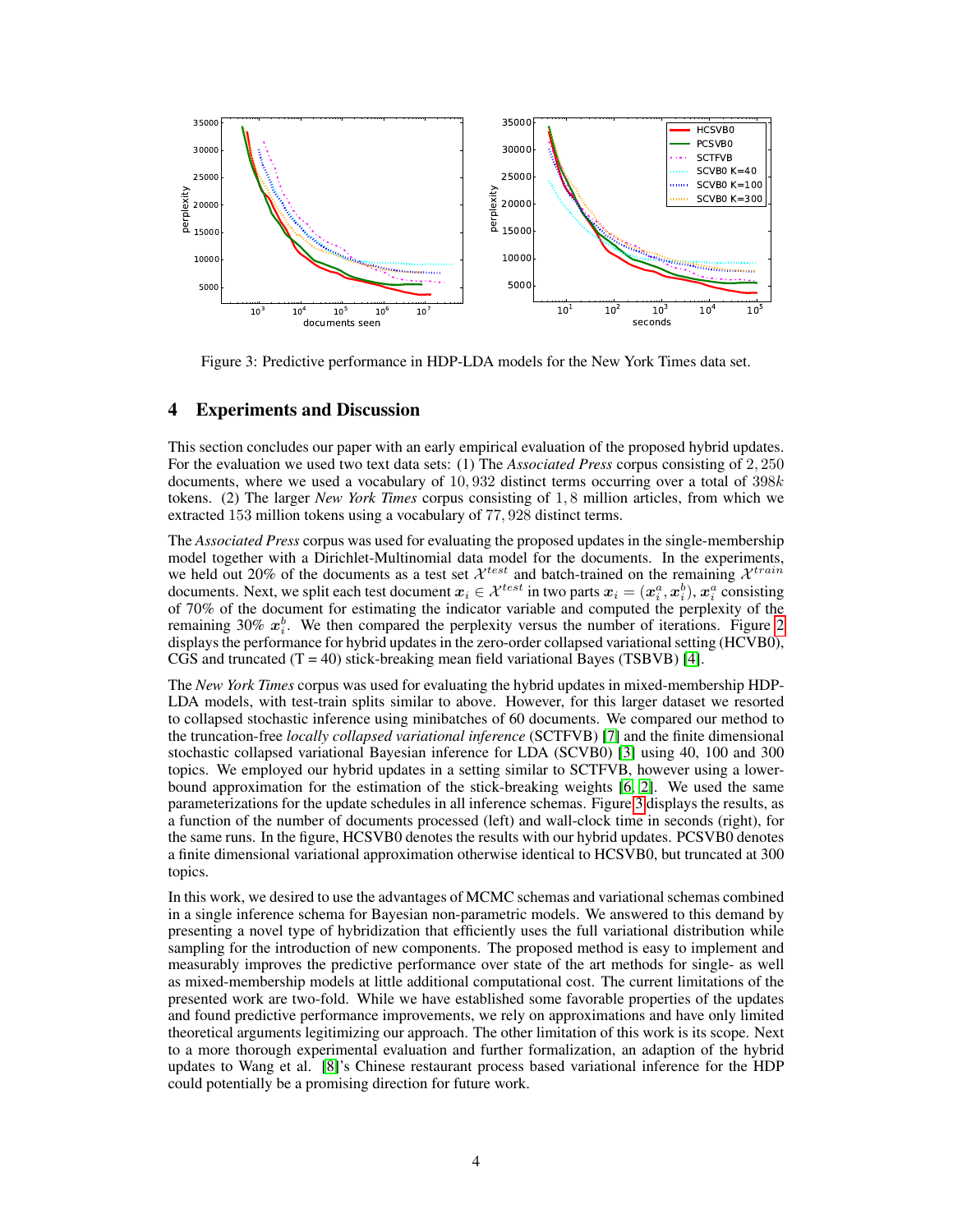Figure 3: Predictive performance in HDP-LDA models for the New York Times data set.

## 4 Experiments and Discussion

This section concludes our paper with an early empirical evaluation of the proposed hybrid updates. For the evaluation we used two text data sets: (1) The *Associated Press* corpus consisting of $2,250$ documents, where we used a vocabulary of $10,932$ distinct terms occurring over a total of $398k$ tokens. (2) The larger *New York Times* corpus consisting of $1,8$ million articles, from which we extracted $153$ million tokens using a vocabulary of $77,928$ distinct terms.

The *Associated Press* corpus was used for evaluating the proposed updates in the single-membership model together with a Dirichlet-Multinomial data model for the documents. In the experiments, we held out 20% of the documents as a test set $\mathcal{X}^{test}$ and batch-trained on the remaining $\mathcal{X}^{train}$ documents. Next, we split each test document $\boldsymbol{x}_i \in \mathcal{X}^{test}$ in two parts $\boldsymbol{x}_i = (\boldsymbol{x}_i^a, \boldsymbol{x}_i^b)$, $\boldsymbol{x}_i^a$ consisting of 70% of the document for estimating the indicator variable and computed the perplexity of the remaining 30% $\boldsymbol{x}_i^b$. We then compared the perplexity versus the number of iterations. Figure 2 displays the performance for hybrid updates in the zero-order collapsed variational setting (HCVB0), CGS and truncated (T = 40) stick-breaking mean field variational Bayes (TSBVB) [4].

The *New York Times* corpus was used for evaluating the hybrid updates in mixed-membership HDP-LDA models, with test-train splits similar to above. However, for this larger dataset we resorted to collapsed stochastic inference using minibatches of 60 documents. We compared our method to the truncation-free *locally collapsed variational inference* (SCTFVB) [7] and the finite dimensional stochastic collapsed variational Bayesian inference for LDA (SCVB0) [3] using 40, 100 and 300 topics. We employed our hybrid updates in a setting similar to SCTFVB, however using a lower-bound approximation for the estimation of the stick-breaking weights [6, 2]. We used the same parameterizations for the update schedules in all inference schemas. Figure 3 displays the results, as a function of the number of documents processed (left) and wall-clock time in seconds (right), for the same runs. In the figure, HCSVB0 denotes the results with our hybrid updates. PCSVB0 denotes a finite dimensional variational approximation otherwise identical to HCSVB0, but truncated at 300 topics.

In this work, we desired to use the advantages of MCMC schemas and variational schemas combined in a single inference schema for Bayesian non-parametric models. We answered to this demand by presenting a novel type of hybridization that efficiently uses the full variational distribution while sampling for the introduction of new components. The proposed method is easy to implement and measurably improves the predictive performance over state of the art methods for single- as well as mixed-membership models at little additional computational cost. The current limitations of the presented work are two-fold. While we have established some favorable properties of the updates and found predictive performance improvements, we rely on approximations and have only limited theoretical arguments legitimizing our approach. The other limitation of this work is its scope. Next to a more thorough experimental evaluation and further formalization, an adaption of the hybrid updates to Wang et al. [8]'s Chinese restaurant process based variational inference for the HDP could potentially be a promising direction for future work.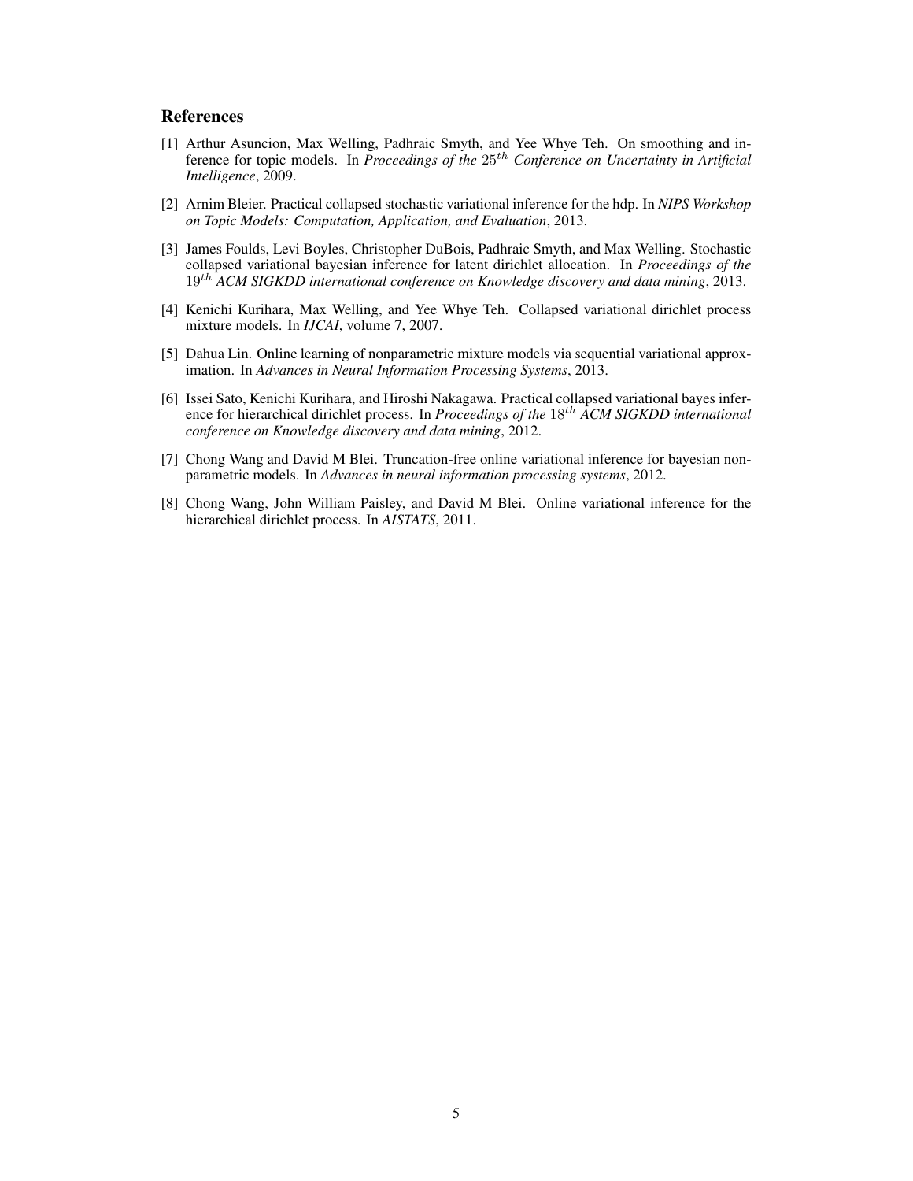## References

[1] Arthur Asuncion, Max Welling, Padhraic Smyth, and Yee Whye Teh. On smoothing and inference for topic models. In *Proceedings of the* $25^{th}$ *Conference on Uncertainty in Artificial Intelligence*, 2009.

[2] Arnim Bleier. Practical collapsed stochastic variational inference for the hdp. In *NIPS Workshop on Topic Models: Computation, Application, and Evaluation*, 2013.

[3] James Foulds, Levi Boyles, Christopher DuBois, Padhraic Smyth, and Max Welling. Stochastic collapsed variational bayesian inference for latent dirichlet allocation. In *Proceedings of the* $19^{th}$ *ACM SIGKDD international conference on Knowledge discovery and data mining*, 2013.

[4] Kenichi Kurihara, Max Welling, and Yee Whye Teh. Collapsed variational dirichlet process mixture models. In *IJCAI*, volume 7, 2007.

[5] Dahua Lin. Online learning of nonparametric mixture models via sequential variational approximation. In *Advances in Neural Information Processing Systems*, 2013.

[6] Issei Sato, Kenichi Kurihara, and Hiroshi Nakagawa. Practical collapsed variational bayes inference for hierarchical dirichlet process. In *Proceedings of the* $18^{th}$ *ACM SIGKDD international conference on Knowledge discovery and data mining*, 2012.

[7] Chong Wang and David M Blei. Truncation-free online variational inference for bayesian nonparametric models. In *Advances in neural information processing systems*, 2012.

[8] Chong Wang, John William Paisley, and David M Blei. Online variational inference for the hierarchical dirichlet process. In *AISTATS*, 2011.